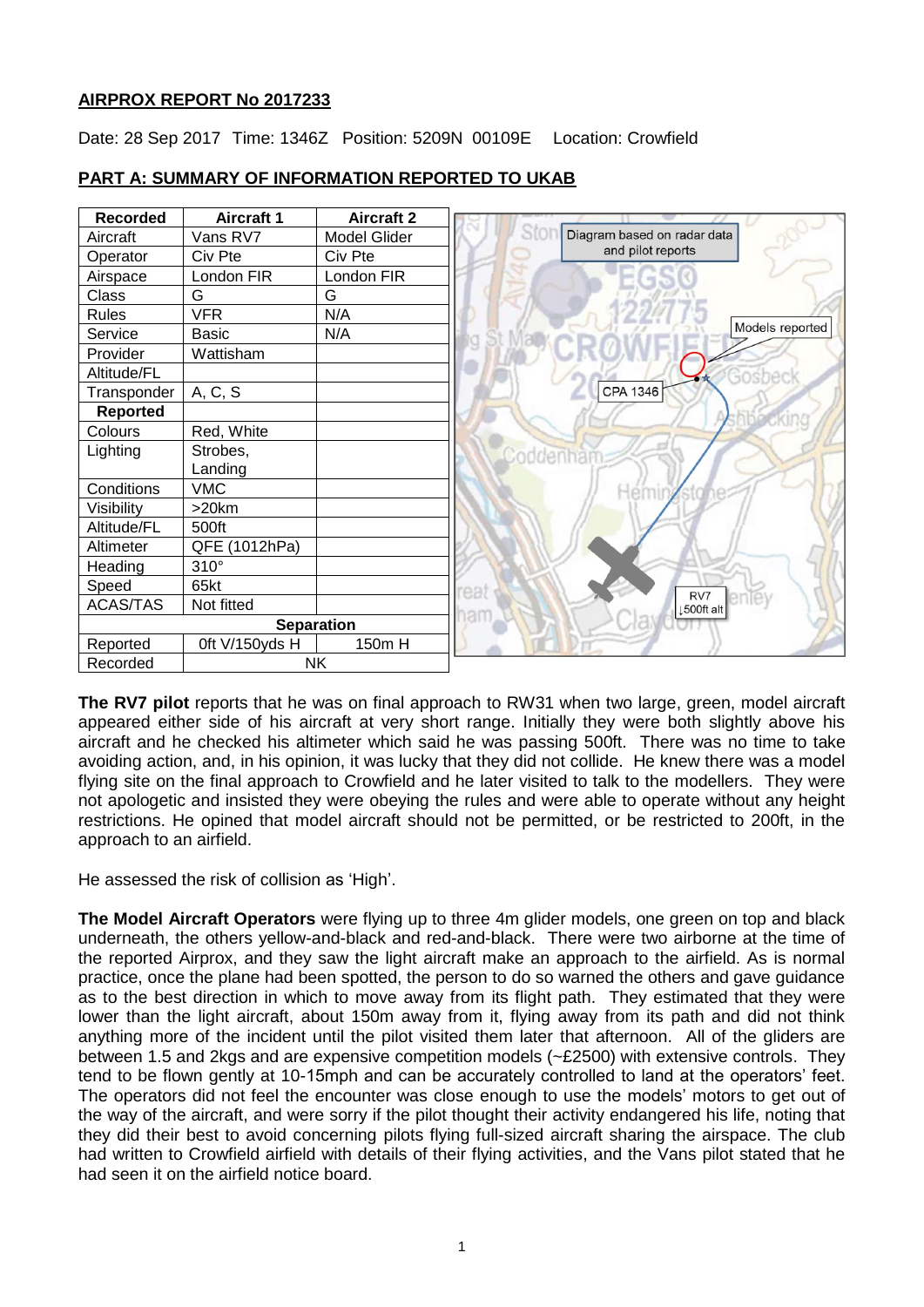## AIRPROX REPORT No 2017233

Date: 28 Sep 2017 Time: 1346Z Position: 5209N 00109E Location: Crowfield

## PART A: SUMMARY OF INFORMATION REPORTED TO UKAB

| Recorded | Aircraft 1 | Aircraft 2 |
|---|---|---|
| Aircraft | Vans RV7 | Model Glider |
| Operator | Civ Pte | Civ Pte |
| Airspace | London FIR | London FIR |
| Class | G | G |
| Rules | VFR | N/A |
| Service | Basic | N/A |
| Provider | Wattisham | |
| Altitude/FL | | |
| Transponder | A, C, S | |
| **Reported** | | |
| Colours | Red, White | |
| Lighting | Strobes, Landing | |
| Conditions | VMC | |
| Visibility | >20km | |
| Altitude/FL | 500ft | |
| Altimeter | QFE (1012hPa) | |
| Heading | 310° | |
| Speed | 65kt | |
| ACAS/TAS | Not fitted | |
| **Separation** | | |
| Reported | 0ft V/150yds H | 150m H |
| Recorded | NK | |

Diagram based on radar data and pilot reports

**The RV7 pilot** reports that he was on final approach to RW31 when two large, green, model aircraft appeared either side of his aircraft at very short range. Initially they were both slightly above his aircraft and he checked his altimeter which said he was passing 500ft. There was no time to take avoiding action, and, in his opinion, it was lucky that they did not collide. He knew there was a model flying site on the final approach to Crowfield and he later visited to talk to the modellers. They were not apologetic and insisted they were obeying the rules and were able to operate without any height restrictions. He opined that model aircraft should not be permitted, or be restricted to 200ft, in the approach to an airfield.

He assessed the risk of collision as 'High'.

**The Model Aircraft Operators** were flying up to three 4m glider models, one green on top and black underneath, the others yellow-and-black and red-and-black. There were two airborne at the time of the reported Airprox, and they saw the light aircraft make an approach to the airfield. As is normal practice, once the plane had been spotted, the person to do so warned the others and gave guidance as to the best direction in which to move away from its flight path. They estimated that they were lower than the light aircraft, about 150m away from it, flying away from its path and did not think anything more of the incident until the pilot visited them later that afternoon. All of the gliders are between 1.5 and 2kgs and are expensive competition models (~£2500) with extensive controls. They tend to be flown gently at 10-15mph and can be accurately controlled to land at the operators' feet. The operators did not feel the encounter was close enough to use the models' motors to get out of the way of the aircraft, and were sorry if the pilot thought their activity endangered his life, noting that they did their best to avoid concerning pilots flying full-sized aircraft sharing the airspace. The club had written to Crowfield airfield with details of their flying activities, and the Vans pilot stated that he had seen it on the airfield notice board.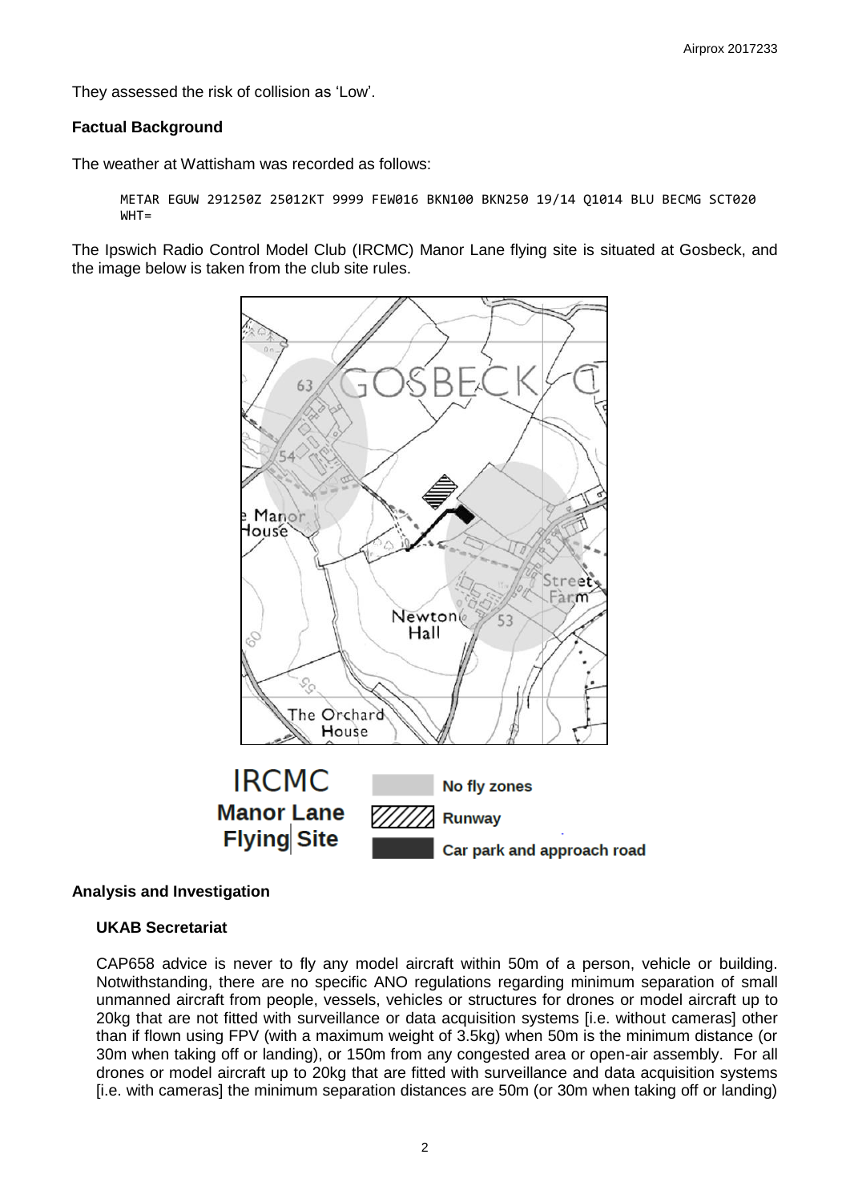They assessed the risk of collision as 'Low'.

**Factual Background**

The weather at Wattisham was recorded as follows:

```
METAR EGUW 291250Z 25012KT 9999 FEW016 BKN100 BKN250 19/14 Q1014 BLU BECMG SCT020
WHT=
```

The Ipswich Radio Control Model Club (IRCMC) Manor Lane flying site is situated at Gosbeck, and the image below is taken from the club site rules.

**Analysis and Investigation**

**UKAB Secretariat**

CAP658 advice is never to fly any model aircraft within 50m of a person, vehicle or building. Notwithstanding, there are no specific ANO regulations regarding minimum separation of small unmanned aircraft from people, vessels, vehicles or structures for drones or model aircraft up to 20kg that are not fitted with surveillance or data acquisition systems [i.e. without cameras] other than if flown using FPV (with a maximum weight of 3.5kg) when 50m is the minimum distance (or 30m when taking off or landing), or 150m from any congested area or open-air assembly. For all drones or model aircraft up to 20kg that are fitted with surveillance and data acquisition systems [i.e. with cameras] the minimum separation distances are 50m (or 30m when taking off or landing)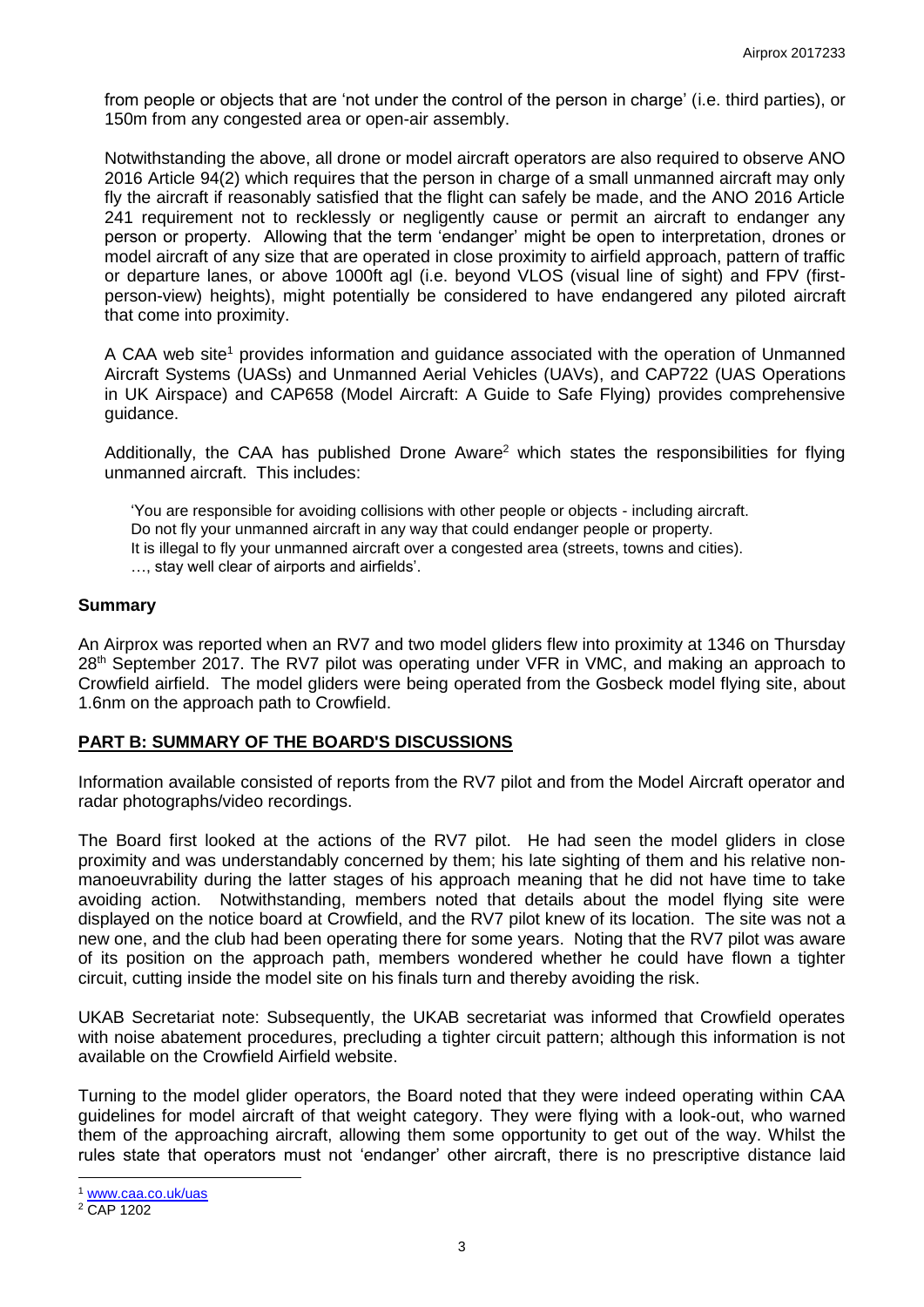from people or objects that are 'not under the control of the person in charge' (i.e. third parties), or 150m from any congested area or open-air assembly.

Notwithstanding the above, all drone or model aircraft operators are also required to observe ANO 2016 Article 94(2) which requires that the person in charge of a small unmanned aircraft may only fly the aircraft if reasonably satisfied that the flight can safely be made, and the ANO 2016 Article 241 requirement not to recklessly or negligently cause or permit an aircraft to endanger any person or property. Allowing that the term 'endanger' might be open to interpretation, drones or model aircraft of any size that are operated in close proximity to airfield approach, pattern of traffic or departure lanes, or above 1000ft agl (i.e. beyond VLOS (visual line of sight) and FPV (first-person-view) heights), might potentially be considered to have endangered any piloted aircraft that come into proximity.

A CAA web site[1] provides information and guidance associated with the operation of Unmanned Aircraft Systems (UASs) and Unmanned Aerial Vehicles (UAVs), and CAP722 (UAS Operations in UK Airspace) and CAP658 (Model Aircraft: A Guide to Safe Flying) provides comprehensive guidance.

Additionally, the CAA has published Drone Aware[2] which states the responsibilities for flying unmanned aircraft. This includes:

> 'You are responsible for avoiding collisions with other people or objects - including aircraft.
> Do not fly your unmanned aircraft in any way that could endanger people or property.
> It is illegal to fly your unmanned aircraft over a congested area (streets, towns and cities).
> …, stay well clear of airports and airfields'.

## Summary

An Airprox was reported when an RV7 and two model gliders flew into proximity at 1346 on Thursday 28th September 2017. The RV7 pilot was operating under VFR in VMC, and making an approach to Crowfield airfield. The model gliders were being operated from the Gosbeck model flying site, about 1.6nm on the approach path to Crowfield.

## PART B: SUMMARY OF THE BOARD'S DISCUSSIONS

Information available consisted of reports from the RV7 pilot and from the Model Aircraft operator and radar photographs/video recordings.

The Board first looked at the actions of the RV7 pilot. He had seen the model gliders in close proximity and was understandably concerned by them; his late sighting of them and his relative non-manoeuvrability during the latter stages of his approach meaning that he did not have time to take avoiding action. Notwithstanding, members noted that details about the model flying site were displayed on the notice board at Crowfield, and the RV7 pilot knew of its location. The site was not a new one, and the club had been operating there for some years. Noting that the RV7 pilot was aware of its position on the approach path, members wondered whether he could have flown a tighter circuit, cutting inside the model site on his finals turn and thereby avoiding the risk.

UKAB Secretariat note: Subsequently, the UKAB secretariat was informed that Crowfield operates with noise abatement procedures, precluding a tighter circuit pattern; although this information is not available on the Crowfield Airfield website.

Turning to the model glider operators, the Board noted that they were indeed operating within CAA guidelines for model aircraft of that weight category. They were flying with a look-out, who warned them of the approaching aircraft, allowing them some opportunity to get out of the way. Whilst the rules state that operators must not 'endanger' other aircraft, there is no prescriptive distance laid

[1] www.caa.co.uk/uas

[2] CAP 1202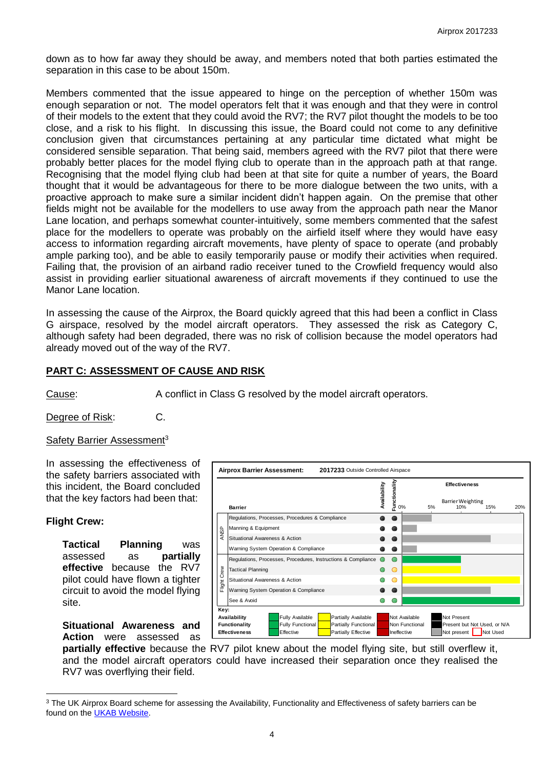down as to how far away they should be away, and members noted that both parties estimated the separation in this case to be about 150m.

Members commented that the issue appeared to hinge on the perception of whether 150m was enough separation or not. The model operators felt that it was enough and that they were in control of their models to the extent that they could avoid the RV7; the RV7 pilot thought the models to be too close, and a risk to his flight. In discussing this issue, the Board could not come to any definitive conclusion given that circumstances pertaining at any particular time dictated what might be considered sensible separation. That being said, members agreed with the RV7 pilot that there were probably better places for the model flying club to operate than in the approach path at that range. Recognising that the model flying club had been at that site for quite a number of years, the Board thought that it would be advantageous for there to be more dialogue between the two units, with a proactive approach to make sure a similar incident didn't happen again. On the premise that other fields might not be available for the modellers to use away from the approach path near the Manor Lane location, and perhaps somewhat counter-intuitively, some members commented that the safest place for the modellers to operate was probably on the airfield itself where they would have easy access to information regarding aircraft movements, have plenty of space to operate (and probably ample parking too), and be able to easily temporarily pause or modify their activities when required. Failing that, the provision of an airband radio receiver tuned to the Crowfield frequency would also assist in providing earlier situational awareness of aircraft movements if they continued to use the Manor Lane location.

In assessing the cause of the Airprox, the Board quickly agreed that this had been a conflict in Class G airspace, resolved by the model aircraft operators. They assessed the risk as Category C, although safety had been degraded, there was no risk of collision because the model operators had already moved out of the way of the RV7.

## PART C: ASSESSMENT OF CAUSE AND RISK

Cause: A conflict in Class G resolved by the model aircraft operators.

Degree of Risk: C.

Safety Barrier Assessment[3]

In assessing the effectiveness of the safety barriers associated with this incident, the Board concluded that the key factors had been that:

**Flight Crew:**

**Tactical Planning** was assessed as **partially effective** because the RV7 pilot could have flown a tighter circuit to avoid the model flying site.

**Situational Awareness and Action** were assessed as **partially effective** because the RV7 pilot knew about the model flying site, but still overflew it, and the model aircraft operators could have increased their separation once they realised the RV7 was overflying their field.

**Airprox Barrier Assessment:** 2017233 Outside Controlled Airspace

Barrier
Availability
Functionality
Effectiveness
Barrier Weighting
0% 5% 10% 15% 20%

ANSP
Regulations, Processes, Procedures & Compliance
Manning & Equipment
Situational Awareness & Action
Warning System Operation & Compliance

Flight Crew
Regulations, Processes, Procedures, Instructions & Compliance
Tactical Planning
Situational Awareness & Action
Warning System Operation & Compliance
See & Avoid

Key:
Availability: Fully Available, Partially Available, Not Available, Not Present
Functionality: Fully Functional, Partially Functional, Non Functional, Present but Not Used, or N/A
Effectiveness: Effective, Partially Effective, Ineffective, Not present, Not Used

---

[3] The UK Airprox Board scheme for assessing the Availability, Functionality and Effectiveness of safety barriers can be found on the UKAB Website.